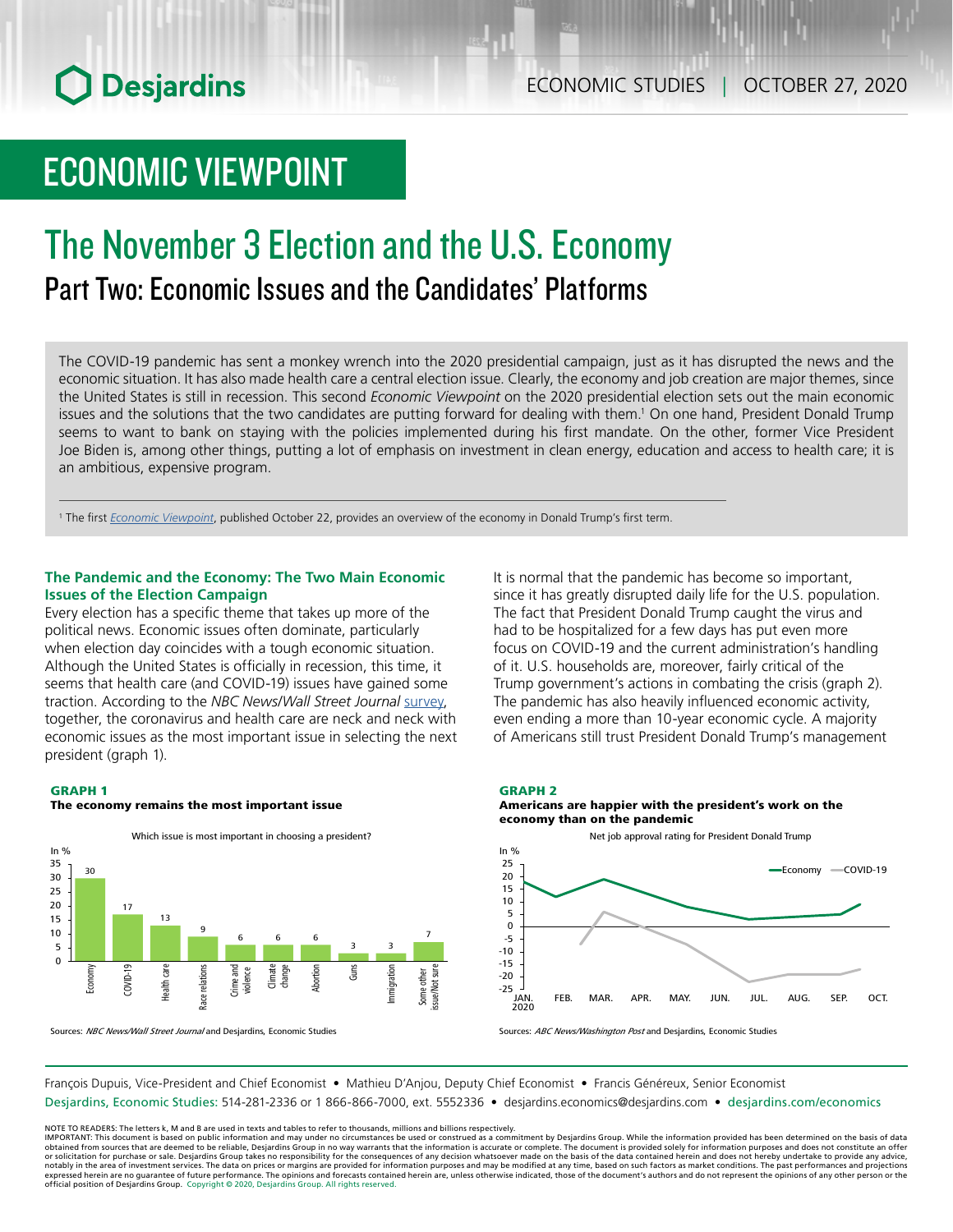# ECONOMIC VIEWPOINT

# The November 3 Election and the U.S. Economy

## Part Two: Economic Issues and the Candidates' Platforms

The COVID-19 pandemic has sent a monkey wrench into the 2020 presidential campaign, just as it has disrupted the news and the economic situation. It has also made health care a central election issue. Clearly, the economy and job creation are major themes, since the United States is still in recession. This second *Economic Viewpoint* on the 2020 presidential election sets out the main economic issues and the solutions that the two candidates are putting forward for dealing with them.[1] On one hand, President Donald Trump seems to want to bank on staying with the policies implemented during his first mandate. On the other, former Vice President Joe Biden is, among other things, putting a lot of emphasis on investment in clean energy, education and access to health care; it is an ambitious, expensive program.

[1] The first *Economic Viewpoint*, published October 22, provides an overview of the economy in Donald Trump's first term.

### The Pandemic and the Economy: The Two Main Economic Issues of the Election Campaign

Every election has a specific theme that takes up more of the political news. Economic issues often dominate, particularly when election day coincides with a tough economic situation. Although the United States is officially in recession, this time, it seems that health care (and COVID-19) issues have gained some traction. According to the *NBC News/Wall Street Journal* survey, together, the coronavirus and health care are neck and neck with economic issues as the most important issue in selecting the next president (graph 1).

It is normal that the pandemic has become so important, since it has greatly disrupted daily life for the U.S. population. The fact that President Donald Trump caught the virus and had to be hospitalized for a few days has put even more focus on COVID-19 and the current administration's handling of it. U.S. households are, moreover, fairly critical of the Trump government's actions in combating the crisis (graph 2). The pandemic has also heavily influenced economic activity, even ending a more than 10-year economic cycle. A majority of Americans still trust President Donald Trump's management

**GRAPH 1**
**The economy remains the most important issue**

Which issue is most important in choosing a president? (In %)

| Issue | % |
| --- | --- |
| Economy | 30 |
| COVID-19 | 17 |
| Health care | 13 |
| Race relations | 9 |
| Crime and violence | 6 |
| Climate change | 6 |
| Abortion | 6 |
| Guns | 3 |
| Immigration | 3 |
| Some other issue/Not sure | 7 |

Sources: *NBC News/Wall Street Journal* and Desjardins, Economic Studies

**GRAPH 2**
**Americans are happier with the president's work on the economy than on the pandemic**

Net job approval rating for President Donald Trump (In %; series: Economy, COVID-19; JAN. 2020 to OCT.)

Sources: *ABC News/Washington Post* and Desjardins, Economic Studies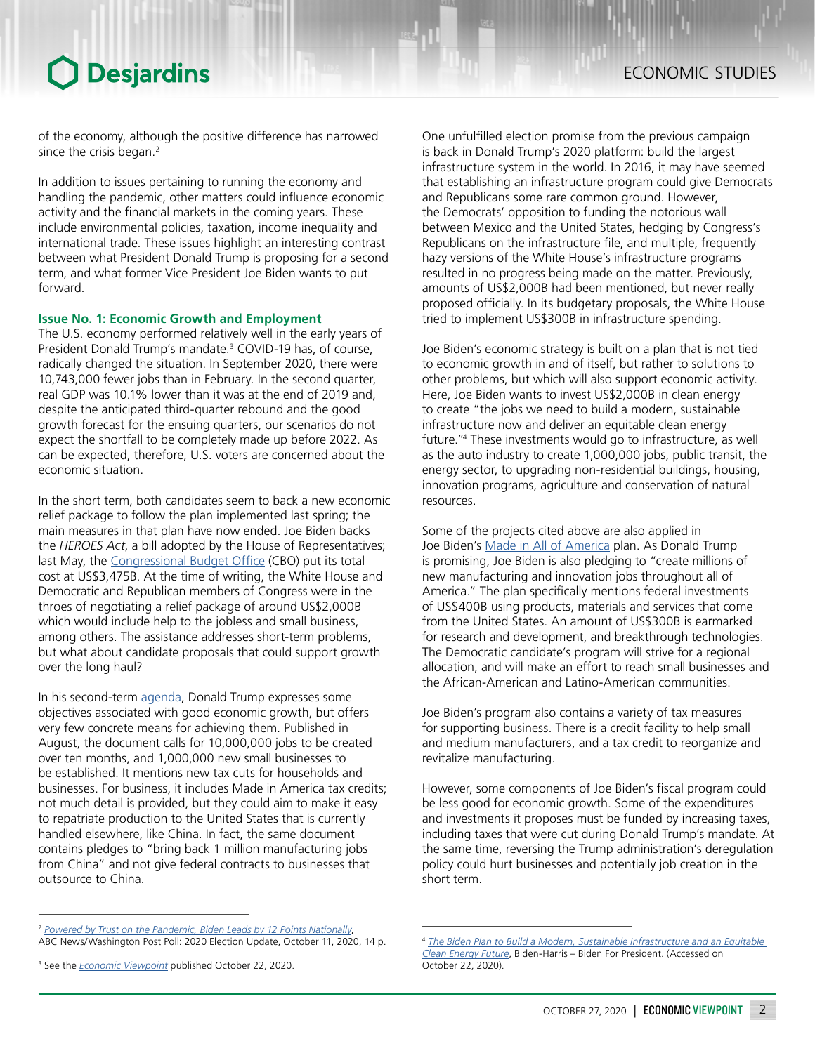of the economy, although the positive difference has narrowed since the crisis began.[2]

In addition to issues pertaining to running the economy and handling the pandemic, other matters could influence economic activity and the financial markets in the coming years. These include environmental policies, taxation, income inequality and international trade. These issues highlight an interesting contrast between what President Donald Trump is proposing for a second term, and what former Vice President Joe Biden wants to put forward.

### Issue No. 1: Economic Growth and Employment

The U.S. economy performed relatively well in the early years of President Donald Trump's mandate.[3] COVID-19 has, of course, radically changed the situation. In September 2020, there were 10,743,000 fewer jobs than in February. In the second quarter, real GDP was 10.1% lower than it was at the end of 2019 and, despite the anticipated third-quarter rebound and the good growth forecast for the ensuing quarters, our scenarios do not expect the shortfall to be completely made up before 2022. As can be expected, therefore, U.S. voters are concerned about the economic situation.

In the short term, both candidates seem to back a new economic relief package to follow the plan implemented last spring; the main measures in that plan have now ended. Joe Biden backs the *HEROES Act*, a bill adopted by the House of Representatives; last May, the Congressional Budget Office (CBO) put its total cost at US$3,475B. At the time of writing, the White House and Democratic and Republican members of Congress were in the throes of negotiating a relief package of around US$2,000B which would include help to the jobless and small business, among others. The assistance addresses short-term problems, but what about candidate proposals that could support growth over the long haul?

In his second-term agenda, Donald Trump expresses some objectives associated with good economic growth, but offers very few concrete means for achieving them. Published in August, the document calls for 10,000,000 jobs to be created over ten months, and 1,000,000 new small businesses to be established. It mentions new tax cuts for households and businesses. For business, it includes Made in America tax credits; not much detail is provided, but they could aim to make it easy to repatriate production to the United States that is currently handled elsewhere, like China. In fact, the same document contains pledges to "bring back 1 million manufacturing jobs from China" and not give federal contracts to businesses that outsource to China.

One unfulfilled election promise from the previous campaign is back in Donald Trump's 2020 platform: build the largest infrastructure system in the world. In 2016, it may have seemed that establishing an infrastructure program could give Democrats and Republicans some rare common ground. However, the Democrats' opposition to funding the notorious wall between Mexico and the United States, hedging by Congress's Republicans on the infrastructure file, and multiple, frequently hazy versions of the White House's infrastructure programs resulted in no progress being made on the matter. Previously, amounts of US$2,000B had been mentioned, but never really proposed officially. In its budgetary proposals, the White House tried to implement US$300B in infrastructure spending.

Joe Biden's economic strategy is built on a plan that is not tied to economic growth in and of itself, but rather to solutions to other problems, but which will also support economic activity. Here, Joe Biden wants to invest US$2,000B in clean energy to create "the jobs we need to build a modern, sustainable infrastructure now and deliver an equitable clean energy future."[4] These investments would go to infrastructure, as well as the auto industry to create 1,000,000 jobs, public transit, the energy sector, to upgrading non-residential buildings, housing, innovation programs, agriculture and conservation of natural resources.

Some of the projects cited above are also applied in Joe Biden's Made in All of America plan. As Donald Trump is promising, Joe Biden is also pledging to "create millions of new manufacturing and innovation jobs throughout all of America." The plan specifically mentions federal investments of US$400B using products, materials and services that come from the United States. An amount of US$300B is earmarked for research and development, and breakthrough technologies. The Democratic candidate's program will strive for a regional allocation, and will make an effort to reach small businesses and the African-American and Latino-American communities.

Joe Biden's program also contains a variety of tax measures for supporting business. There is a credit facility to help small and medium manufacturers, and a tax credit to reorganize and revitalize manufacturing.

However, some components of Joe Biden's fiscal program could be less good for economic growth. Some of the expenditures and investments it proposes must be funded by increasing taxes, including taxes that were cut during Donald Trump's mandate. At the same time, reversing the Trump administration's deregulation policy could hurt businesses and potentially job creation in the short term.

---

[2] *Powered by Trust on the Pandemic, Biden Leads by 12 Points Nationally*, ABC News/Washington Post Poll: 2020 Election Update, October 11, 2020, 14 p.

[3] See the *Economic Viewpoint* published October 22, 2020.

[4] *The Biden Plan to Build a Modern, Sustainable Infrastructure and an Equitable Clean Energy Future*, Biden-Harris – Biden For President. (Accessed on October 22, 2020).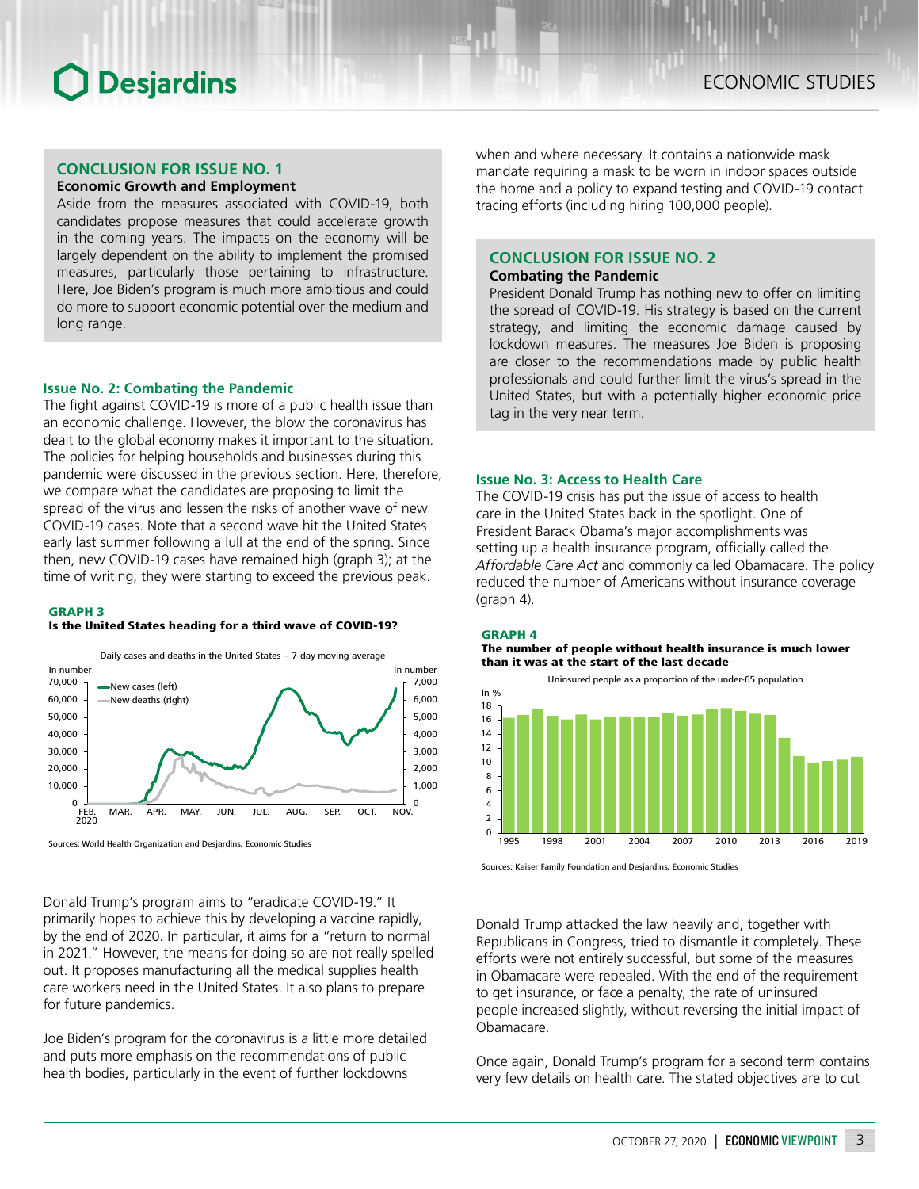### CONCLUSION FOR ISSUE NO. 1

**Economic Growth and Employment**

Aside from the measures associated with COVID-19, both candidates propose measures that could accelerate growth in the coming years. The impacts on the economy will be largely dependent on the ability to implement the promised measures, particularly those pertaining to infrastructure. Here, Joe Biden's program is much more ambitious and could do more to support economic potential over the medium and long range.

### Issue No. 2: Combating the Pandemic

The fight against COVID-19 is more of a public health issue than an economic challenge. However, the blow the coronavirus has dealt to the global economy makes it important to the situation. The policies for helping households and businesses during this pandemic were discussed in the previous section. Here, therefore, we compare what the candidates are proposing to limit the spread of the virus and lessen the risks of another wave of new COVID-19 cases. Note that a second wave hit the United States early last summer following a lull at the end of the spring. Since then, new COVID-19 cases have remained high (graph 3); at the time of writing, they were starting to exceed the previous peak.

**GRAPH 3**
**Is the United States heading for a third wave of COVID-19?**

Daily cases and deaths in the United States – 7-day moving average

Sources: World Health Organization and Desjardins, Economic Studies

Donald Trump's program aims to "eradicate COVID-19." It primarily hopes to achieve this by developing a vaccine rapidly, by the end of 2020. In particular, it aims for a "return to normal in 2021." However, the means for doing so are not really spelled out. It proposes manufacturing all the medical supplies health care workers need in the United States. It also plans to prepare for future pandemics.

Joe Biden's program for the coronavirus is a little more detailed and puts more emphasis on the recommendations of public health bodies, particularly in the event of further lockdowns when and where necessary. It contains a nationwide mask mandate requiring a mask to be worn in indoor spaces outside the home and a policy to expand testing and COVID-19 contact tracing efforts (including hiring 100,000 people).

### CONCLUSION FOR ISSUE NO. 2

**Combating the Pandemic**

President Donald Trump has nothing new to offer on limiting the spread of COVID-19. His strategy is based on the current strategy, and limiting the economic damage caused by lockdown measures. The measures Joe Biden is proposing are closer to the recommendations made by public health professionals and could further limit the virus's spread in the United States, but with a potentially higher economic price tag in the very near term.

### Issue No. 3: Access to Health Care

The COVID-19 crisis has put the issue of access to health care in the United States back in the spotlight. One of President Barack Obama's major accomplishments was setting up a health insurance program, officially called the *Affordable Care Act* and commonly called Obamacare. The policy reduced the number of Americans without insurance coverage (graph 4).

**GRAPH 4**
**The number of people without health insurance is much lower than it was at the start of the last decade**

Uninsured people as a proportion of the under-65 population

Sources: Kaiser Family Foundation and Desjardins, Economic Studies

Donald Trump attacked the law heavily and, together with Republicans in Congress, tried to dismantle it completely. These efforts were not entirely successful, but some of the measures in Obamacare were repealed. With the end of the requirement to get insurance, or face a penalty, the rate of uninsured people increased slightly, without reversing the initial impact of Obamacare.

Once again, Donald Trump's program for a second term contains very few details on health care. The stated objectives are to cut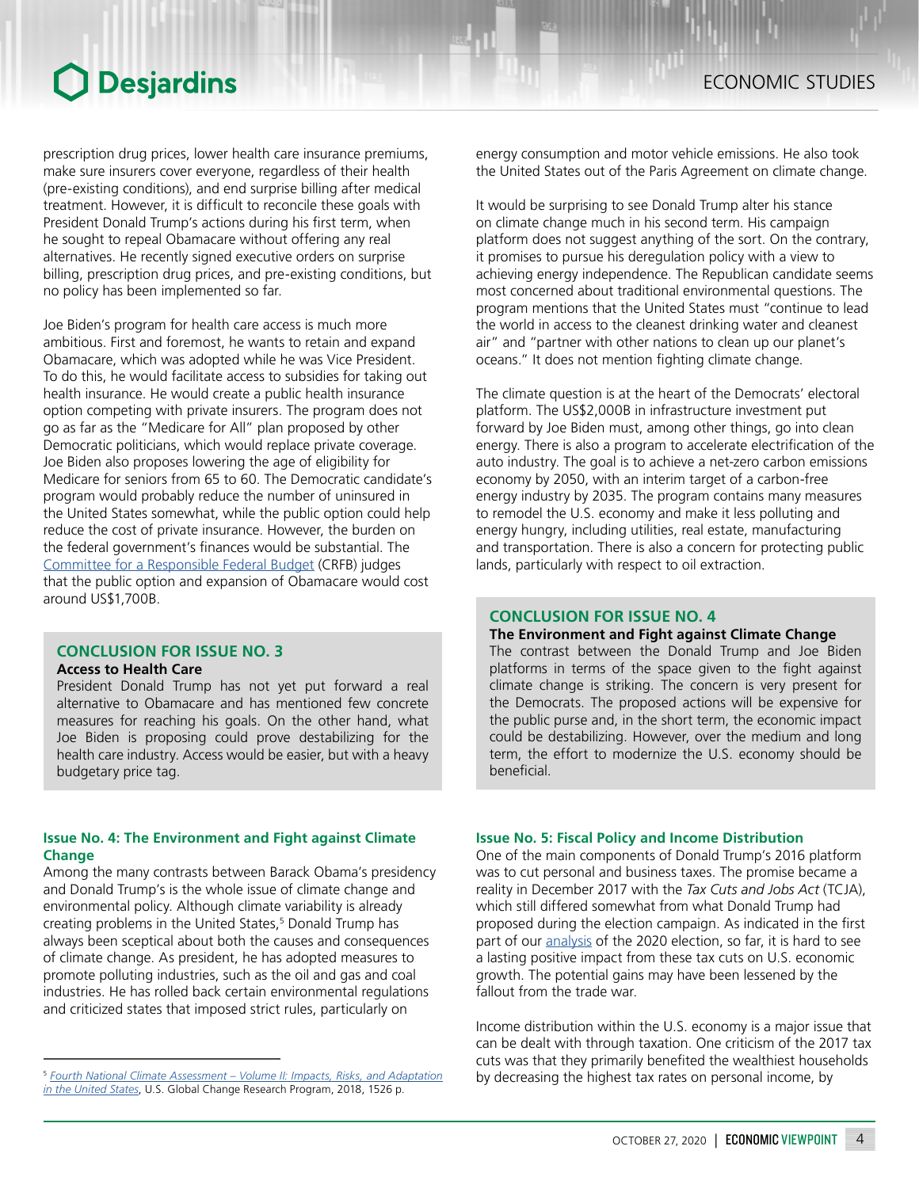prescription drug prices, lower health care insurance premiums, make sure insurers cover everyone, regardless of their health (pre-existing conditions), and end surprise billing after medical treatment. However, it is difficult to reconcile these goals with President Donald Trump's actions during his first term, when he sought to repeal Obamacare without offering any real alternatives. He recently signed executive orders on surprise billing, prescription drug prices, and pre-existing conditions, but no policy has been implemented so far.

Joe Biden's program for health care access is much more ambitious. First and foremost, he wants to retain and expand Obamacare, which was adopted while he was Vice President. To do this, he would facilitate access to subsidies for taking out health insurance. He would create a public health insurance option competing with private insurers. The program does not go as far as the "Medicare for All" plan proposed by other Democratic politicians, which would replace private coverage. Joe Biden also proposes lowering the age of eligibility for Medicare for seniors from 65 to 60. The Democratic candidate's program would probably reduce the number of uninsured in the United States somewhat, while the public option could help reduce the cost of private insurance. However, the burden on the federal government's finances would be substantial. The Committee for a Responsible Federal Budget (CRFB) judges that the public option and expansion of Obamacare would cost around US$1,700B.

> **CONCLUSION FOR ISSUE NO. 3**
> **Access to Health Care**
> President Donald Trump has not yet put forward a real alternative to Obamacare and has mentioned few concrete measures for reaching his goals. On the other hand, what Joe Biden is proposing could prove destabilizing for the health care industry. Access would be easier, but with a heavy budgetary price tag.

### Issue No. 4: The Environment and Fight against Climate Change

Among the many contrasts between Barack Obama's presidency and Donald Trump's is the whole issue of climate change and environmental policy. Although climate variability is already creating problems in the United States,[5] Donald Trump has always been sceptical about both the causes and consequences of climate change. As president, he has adopted measures to promote polluting industries, such as the oil and gas and coal industries. He has rolled back certain environmental regulations and criticized states that imposed strict rules, particularly on energy consumption and motor vehicle emissions. He also took the United States out of the Paris Agreement on climate change.

It would be surprising to see Donald Trump alter his stance on climate change much in his second term. His campaign platform does not suggest anything of the sort. On the contrary, it promises to pursue his deregulation policy with a view to achieving energy independence. The Republican candidate seems most concerned about traditional environmental questions. The program mentions that the United States must "continue to lead the world in access to the cleanest drinking water and cleanest air" and "partner with other nations to clean up our planet's oceans." It does not mention fighting climate change.

The climate question is at the heart of the Democrats' electoral platform. The US$2,000B in infrastructure investment put forward by Joe Biden must, among other things, go into clean energy. There is also a program to accelerate electrification of the auto industry. The goal is to achieve a net-zero carbon emissions economy by 2050, with an interim target of a carbon-free energy industry by 2035. The program contains many measures to remodel the U.S. economy and make it less polluting and energy hungry, including utilities, real estate, manufacturing and transportation. There is also a concern for protecting public lands, particularly with respect to oil extraction.

> **CONCLUSION FOR ISSUE NO. 4**
> **The Environment and Fight against Climate Change**
> The contrast between the Donald Trump and Joe Biden platforms in terms of the space given to the fight against climate change is striking. The concern is very present for the Democrats. The proposed actions will be expensive for the public purse and, in the short term, the economic impact could be destabilizing. However, over the medium and long term, the effort to modernize the U.S. economy should be beneficial.

### Issue No. 5: Fiscal Policy and Income Distribution

One of the main components of Donald Trump's 2016 platform was to cut personal and business taxes. The promise became a reality in December 2017 with the *Tax Cuts and Jobs Act* (TCJA), which still differed somewhat from what Donald Trump had proposed during the election campaign. As indicated in the first part of our analysis of the 2020 election, so far, it is hard to see a lasting positive impact from these tax cuts on U.S. economic growth. The potential gains may have been lessened by the fallout from the trade war.

Income distribution within the U.S. economy is a major issue that can be dealt with through taxation. One criticism of the 2017 tax cuts was that they primarily benefited the wealthiest households by decreasing the highest tax rates on personal income, by

---

[5] *Fourth National Climate Assessment – Volume II: Impacts, Risks, and Adaptation in the United States*, U.S. Global Change Research Program, 2018, 1526 p.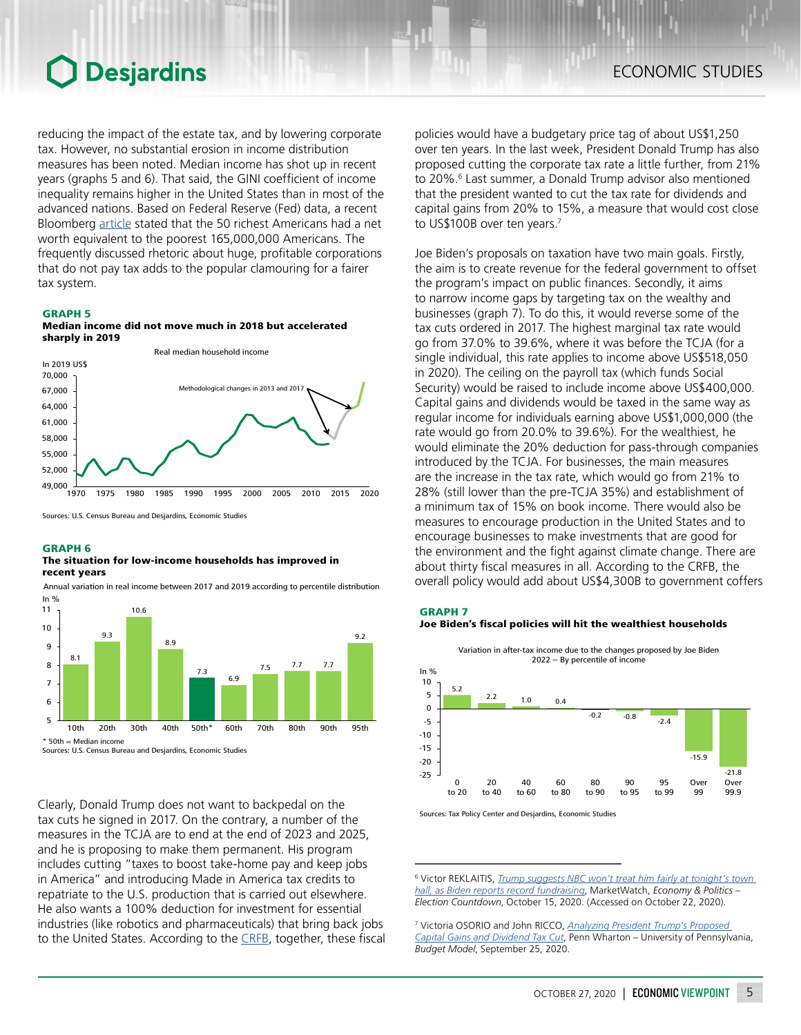reducing the impact of the estate tax, and by lowering corporate tax. However, no substantial erosion in income distribution measures has been noted. Median income has shot up in recent years (graphs 5 and 6). That said, the GINI coefficient of income inequality remains higher in the United States than in most of the advanced nations. Based on Federal Reserve (Fed) data, a recent Bloomberg article stated that the 50 richest Americans had a net worth equivalent to the poorest 165,000,000 Americans. The frequently discussed rhetoric about huge, profitable corporations that do not pay tax adds to the popular clamouring for a fairer tax system.

**GRAPH 5**
**Median income did not move much in 2018 but accelerated sharply in 2019**

Real median household income

In 2019 US$

Methodological changes in 2013 and 2017

Sources: U.S. Census Bureau and Desjardins, Economic Studies

**GRAPH 6**
**The situation for low-income households has improved in recent years**

Annual variation in real income between 2017 and 2019 according to percentile distribution

In %

| Percentile | 10th | 20th | 30th | 40th | 50th* | 60th | 70th | 80th | 90th | 95th |
|---|---|---|---|---|---|---|---|---|---|---|
| % | 8.1 | 9.3 | 10.6 | 8.9 | 7.3 | 6.9 | 7.5 | 7.7 | 7.7 | 9.2 |

* 50th = Median income
Sources: U.S. Census Bureau and Desjardins, Economic Studies

Clearly, Donald Trump does not want to backpedal on the tax cuts he signed in 2017. On the contrary, a number of the measures in the TCJA are to end at the end of 2023 and 2025, and he is proposing to make them permanent. His program includes cutting "taxes to boost take-home pay and keep jobs in America" and introducing Made in America tax credits to repatriate to the U.S. production that is carried out elsewhere. He also wants a 100% deduction for investment for essential industries (like robotics and pharmaceuticals) that bring back jobs to the United States. According to the CRFB, together, these fiscal policies would have a budgetary price tag of about US$1,250 over ten years. In the last week, President Donald Trump has also proposed cutting the corporate tax rate a little further, from 21% to 20%.[6] Last summer, a Donald Trump advisor also mentioned that the president wanted to cut the tax rate for dividends and capital gains from 20% to 15%, a measure that would cost close to US$100B over ten years.[7]

Joe Biden's proposals on taxation have two main goals. Firstly, the aim is to create revenue for the federal government to offset the program's impact on public finances. Secondly, it aims to narrow income gaps by targeting tax on the wealthy and businesses (graph 7). To do this, it would reverse some of the tax cuts ordered in 2017. The highest marginal tax rate would go from 37.0% to 39.6%, where it was before the TCJA (for a single individual, this rate applies to income above US$518,050 in 2020). The ceiling on the payroll tax (which funds Social Security) would be raised to include income above US$400,000. Capital gains and dividends would be taxed in the same way as regular income for individuals earning above US$1,000,000 (the rate would go from 20.0% to 39.6%). For the wealthiest, he would eliminate the 20% deduction for pass-through companies introduced by the TCJA. For businesses, the main measures are the increase in the tax rate, which would go from 21% to 28% (still lower than the pre-TCJA 35%) and establishment of a minimum tax of 15% on book income. There would also be measures to encourage production in the United States and to encourage businesses to make investments that are good for the environment and the fight against climate change. There are about thirty fiscal measures in all. According to the CRFB, the overall policy would add about US$4,300B to government coffers

**GRAPH 7**
**Joe Biden's fiscal policies will hit the wealthiest households**

Variation in after-tax income due to the changes proposed by Joe Biden
2022 – By percentile of income

In %

| Percentile of income | 0 to 20 | 20 to 40 | 40 to 60 | 60 to 80 | 80 to 90 | 90 to 95 | 95 to 99 | Over 99 | Over 99.9 |
|---|---|---|---|---|---|---|---|---|---|
| % | 5.2 | 2.2 | 1.0 | 0.4 | -0.2 | -0.8 | -2.4 | -15.9 | -21.8 |

Sources: Tax Policy Center and Desjardins, Economic Studies

---

[6] Victor REKLAITIS, *Trump suggests NBC won't treat him fairly at tonight's town hall, as Biden reports record fundraising*, MarketWatch, *Economy & Politics – Election Countdown*, October 15, 2020. (Accessed on October 22, 2020).

[7] Victoria OSORIO and John RICCO, *Analyzing President Trump's Proposed Capital Gains and Dividend Tax Cut*, Penn Wharton – University of Pennsylvania, *Budget Model*, September 25, 2020.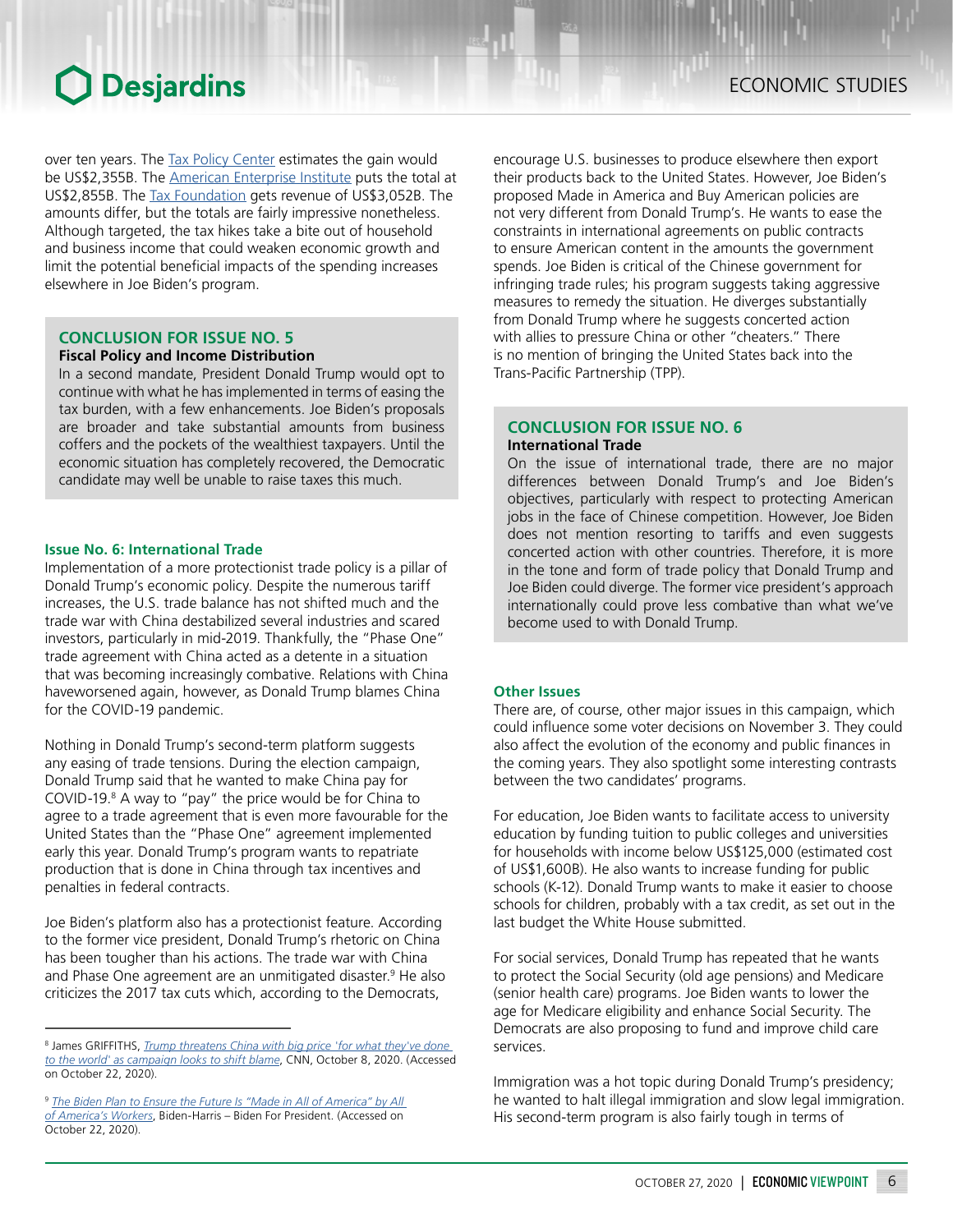over ten years. The Tax Policy Center estimates the gain would be US$2,355B. The American Enterprise Institute puts the total at US$2,855B. The Tax Foundation gets revenue of US$3,052B. The amounts differ, but the totals are fairly impressive nonetheless. Although targeted, the tax hikes take a bite out of household and business income that could weaken economic growth and limit the potential beneficial impacts of the spending increases elsewhere in Joe Biden's program.

> **CONCLUSION FOR ISSUE NO. 5**
>
> **Fiscal Policy and Income Distribution**
>
> In a second mandate, President Donald Trump would opt to continue with what he has implemented in terms of easing the tax burden, with a few enhancements. Joe Biden's proposals are broader and take substantial amounts from business coffers and the pockets of the wealthiest taxpayers. Until the economic situation has completely recovered, the Democratic candidate may well be unable to raise taxes this much.

### Issue No. 6: International Trade

Implementation of a more protectionist trade policy is a pillar of Donald Trump's economic policy. Despite the numerous tariff increases, the U.S. trade balance has not shifted much and the trade war with China destabilized several industries and scared investors, particularly in mid-2019. Thankfully, the "Phase One" trade agreement with China acted as a detente in a situation that was becoming increasingly combative. Relations with China haveworsened again, however, as Donald Trump blames China for the COVID-19 pandemic.

Nothing in Donald Trump's second-term platform suggests any easing of trade tensions. During the election campaign, Donald Trump said that he wanted to make China pay for COVID-19.[8] A way to "pay" the price would be for China to agree to a trade agreement that is even more favourable for the United States than the "Phase One" agreement implemented early this year. Donald Trump's program wants to repatriate production that is done in China through tax incentives and penalties in federal contracts.

Joe Biden's platform also has a protectionist feature. According to the former vice president, Donald Trump's rhetoric on China has been tougher than his actions. The trade war with China and Phase One agreement are an unmitigated disaster.[9] He also criticizes the 2017 tax cuts which, according to the Democrats, encourage U.S. businesses to produce elsewhere then export their products back to the United States. However, Joe Biden's proposed Made in America and Buy American policies are not very different from Donald Trump's. He wants to ease the constraints in international agreements on public contracts to ensure American content in the amounts the government spends. Joe Biden is critical of the Chinese government for infringing trade rules; his program suggests taking aggressive measures to remedy the situation. He diverges substantially from Donald Trump where he suggests concerted action with allies to pressure China or other "cheaters." There is no mention of bringing the United States back into the Trans-Pacific Partnership (TPP).

> **CONCLUSION FOR ISSUE NO. 6**
>
> **International Trade**
>
> On the issue of international trade, there are no major differences between Donald Trump's and Joe Biden's objectives, particularly with respect to protecting American jobs in the face of Chinese competition. However, Joe Biden does not mention resorting to tariffs and even suggests concerted action with other countries. Therefore, it is more in the tone and form of trade policy that Donald Trump and Joe Biden could diverge. The former vice president's approach internationally could prove less combative than what we've become used to with Donald Trump.

### Other Issues

There are, of course, other major issues in this campaign, which could influence some voter decisions on November 3. They could also affect the evolution of the economy and public finances in the coming years. They also spotlight some interesting contrasts between the two candidates' programs.

For education, Joe Biden wants to facilitate access to university education by funding tuition to public colleges and universities for households with income below US$125,000 (estimated cost of US$1,600B). He also wants to increase funding for public schools (K-12). Donald Trump wants to make it easier to choose schools for children, probably with a tax credit, as set out in the last budget the White House submitted.

For social services, Donald Trump has repeated that he wants to protect the Social Security (old age pensions) and Medicare (senior health care) programs. Joe Biden wants to lower the age for Medicare eligibility and enhance Social Security. The Democrats are also proposing to fund and improve child care services.

Immigration was a hot topic during Donald Trump's presidency; he wanted to halt illegal immigration and slow legal immigration. His second-term program is also fairly tough in terms of

---

[8] James GRIFFITHS, *Trump threatens China with big price 'for what they've done to the world' as campaign looks to shift blame*, CNN, October 8, 2020. (Accessed on October 22, 2020).

[9] *The Biden Plan to Ensure the Future Is "Made in All of America" by All of America's Workers*, Biden-Harris – Biden For President. (Accessed on October 22, 2020).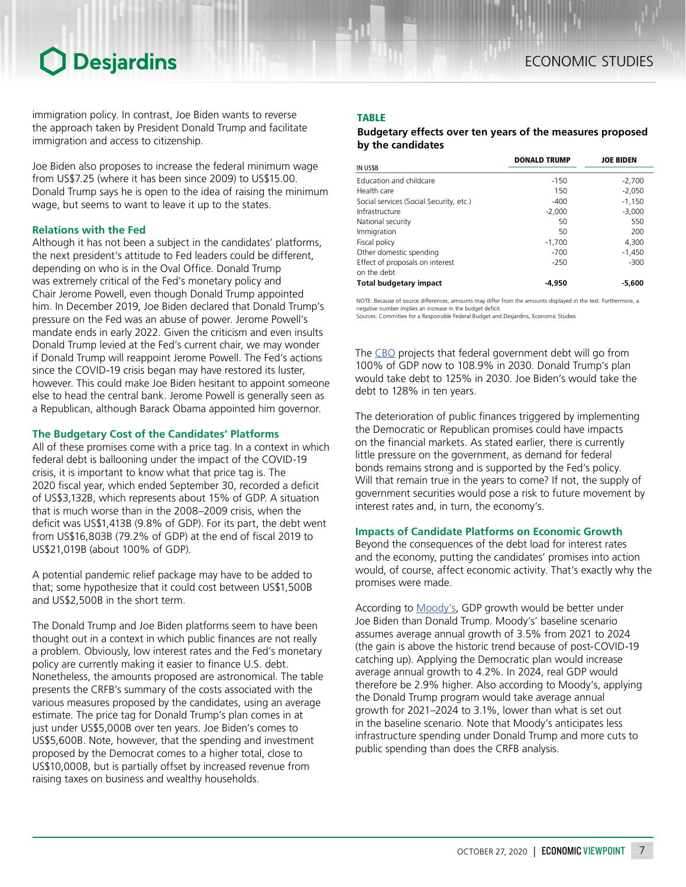immigration policy. In contrast, Joe Biden wants to reverse the approach taken by President Donald Trump and facilitate immigration and access to citizenship.

Joe Biden also proposes to increase the federal minimum wage from US$7.25 (where it has been since 2009) to US$15.00. Donald Trump says he is open to the idea of raising the minimum wage, but seems to want to leave it up to the states.

### Relations with the Fed

Although it has not been a subject in the candidates' platforms, the next president's attitude to Fed leaders could be different, depending on who is in the Oval Office. Donald Trump was extremely critical of the Fed's monetary policy and Chair Jerome Powell, even though Donald Trump appointed him. In December 2019, Joe Biden declared that Donald Trump's pressure on the Fed was an abuse of power. Jerome Powell's mandate ends in early 2022. Given the criticism and even insults Donald Trump levied at the Fed's current chair, we may wonder if Donald Trump will reappoint Jerome Powell. The Fed's actions since the COVID-19 crisis began may have restored its luster, however. This could make Joe Biden hesitant to appoint someone else to head the central bank. Jerome Powell is generally seen as a Republican, although Barack Obama appointed him governor.

### The Budgetary Cost of the Candidates' Platforms

All of these promises come with a price tag. In a context in which federal debt is ballooning under the impact of the COVID-19 crisis, it is important to know what that price tag is. The 2020 fiscal year, which ended September 30, recorded a deficit of US$3,132B, which represents about 15% of GDP. A situation that is much worse than in the 2008–2009 crisis, when the deficit was US$1,413B (9.8% of GDP). For its part, the debt went from US$16,803B (79.2% of GDP) at the end of fiscal 2019 to US$21,019B (about 100% of GDP).

A potential pandemic relief package may have to be added to that; some hypothesize that it could cost between US$1,500B and US$2,500B in the short term.

The Donald Trump and Joe Biden platforms seem to have been thought out in a context in which public finances are not really a problem. Obviously, low interest rates and the Fed's monetary policy are currently making it easier to finance U.S. debt. Nonetheless, the amounts proposed are astronomical. The table presents the CRFB's summary of the costs associated with the various measures proposed by the candidates, using an average estimate. The price tag for Donald Trump's plan comes in at just under US$5,000B over ten years. Joe Biden's comes to US$5,600B. Note, however, that the spending and investment proposed by the Democrat comes to a higher total, close to US$10,000B, but is partially offset by increased revenue from raising taxes on business and wealthy households.

**TABLE**

**Budgetary effects over ten years of the measures proposed by the candidates**

| IN US$B | DONALD TRUMP | JOE BIDEN |
|---|---|---|
| Education and childcare | -150 | -2,700 |
| Health care | 150 | -2,050 |
| Social services (Social Security, etc.) | -400 | -1,150 |
| Infrastructure | -2,000 | -3,000 |
| National security | 50 | 550 |
| Immigration | 50 | 200 |
| Fiscal policy | -1,700 | 4,300 |
| Other domestic spending | -700 | -1,450 |
| Effect of proposals on interest on the debt | -250 | -300 |
| **Total budgetary impact** | **-4,950** | **-5,600** |

NOTE: Because of source differences, amounts may differ from the amounts displayed in the text. Furthermore, a negative number implies an increase in the budget deficit.
Sources: Committee for a Responsible Federal Budget and Desjardins, Economic Studies

The CBO projects that federal government debt will go from 100% of GDP now to 108.9% in 2030. Donald Trump's plan would take debt to 125% in 2030. Joe Biden's would take the debt to 128% in ten years.

The deterioration of public finances triggered by implementing the Democratic or Republican promises could have impacts on the financial markets. As stated earlier, there is currently little pressure on the government, as demand for federal bonds remains strong and is supported by the Fed's policy. Will that remain true in the years to come? If not, the supply of government securities would pose a risk to future movement by interest rates and, in turn, the economy's.

### Impacts of Candidate Platforms on Economic Growth

Beyond the consequences of the debt load for interest rates and the economy, putting the candidates' promises into action would, of course, affect economic activity. That's exactly why the promises were made.

According to Moody's, GDP growth would be better under Joe Biden than Donald Trump. Moody's' baseline scenario assumes average annual growth of 3.5% from 2021 to 2024 (the gain is above the historic trend because of post-COVID-19 catching up). Applying the Democratic plan would increase average annual growth to 4.2%. In 2024, real GDP would therefore be 2.9% higher. Also according to Moody's, applying the Donald Trump program would take average annual growth for 2021–2024 to 3.1%, lower than what is set out in the baseline scenario. Note that Moody's anticipates less infrastructure spending under Donald Trump and more cuts to public spending than does the CRFB analysis.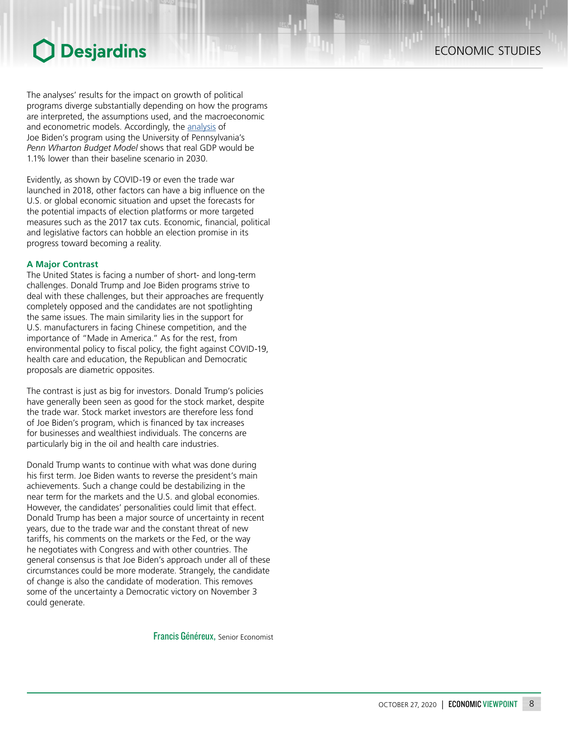The analyses' results for the impact on growth of political programs diverge substantially depending on how the programs are interpreted, the assumptions used, and the macroeconomic and econometric models. Accordingly, the analysis of Joe Biden's program using the University of Pennsylvania's *Penn Wharton Budget Model* shows that real GDP would be 1.1% lower than their baseline scenario in 2030.

Evidently, as shown by COVID-19 or even the trade war launched in 2018, other factors can have a big influence on the U.S. or global economic situation and upset the forecasts for the potential impacts of election platforms or more targeted measures such as the 2017 tax cuts. Economic, financial, political and legislative factors can hobble an election promise in its progress toward becoming a reality.

**A Major Contrast**

The United States is facing a number of short- and long-term challenges. Donald Trump and Joe Biden programs strive to deal with these challenges, but their approaches are frequently completely opposed and the candidates are not spotlighting the same issues. The main similarity lies in the support for U.S. manufacturers in facing Chinese competition, and the importance of "Made in America." As for the rest, from environmental policy to fiscal policy, the fight against COVID-19, health care and education, the Republican and Democratic proposals are diametric opposites.

The contrast is just as big for investors. Donald Trump's policies have generally been seen as good for the stock market, despite the trade war. Stock market investors are therefore less fond of Joe Biden's program, which is financed by tax increases for businesses and wealthiest individuals. The concerns are particularly big in the oil and health care industries.

Donald Trump wants to continue with what was done during his first term. Joe Biden wants to reverse the president's main achievements. Such a change could be destabilizing in the near term for the markets and the U.S. and global economies. However, the candidates' personalities could limit that effect. Donald Trump has been a major source of uncertainty in recent years, due to the trade war and the constant threat of new tariffs, his comments on the markets or the Fed, or the way he negotiates with Congress and with other countries. The general consensus is that Joe Biden's approach under all of these circumstances could be more moderate. Strangely, the candidate of change is also the candidate of moderation. This removes some of the uncertainty a Democratic victory on November 3 could generate.

Francis Généreux, Senior Economist